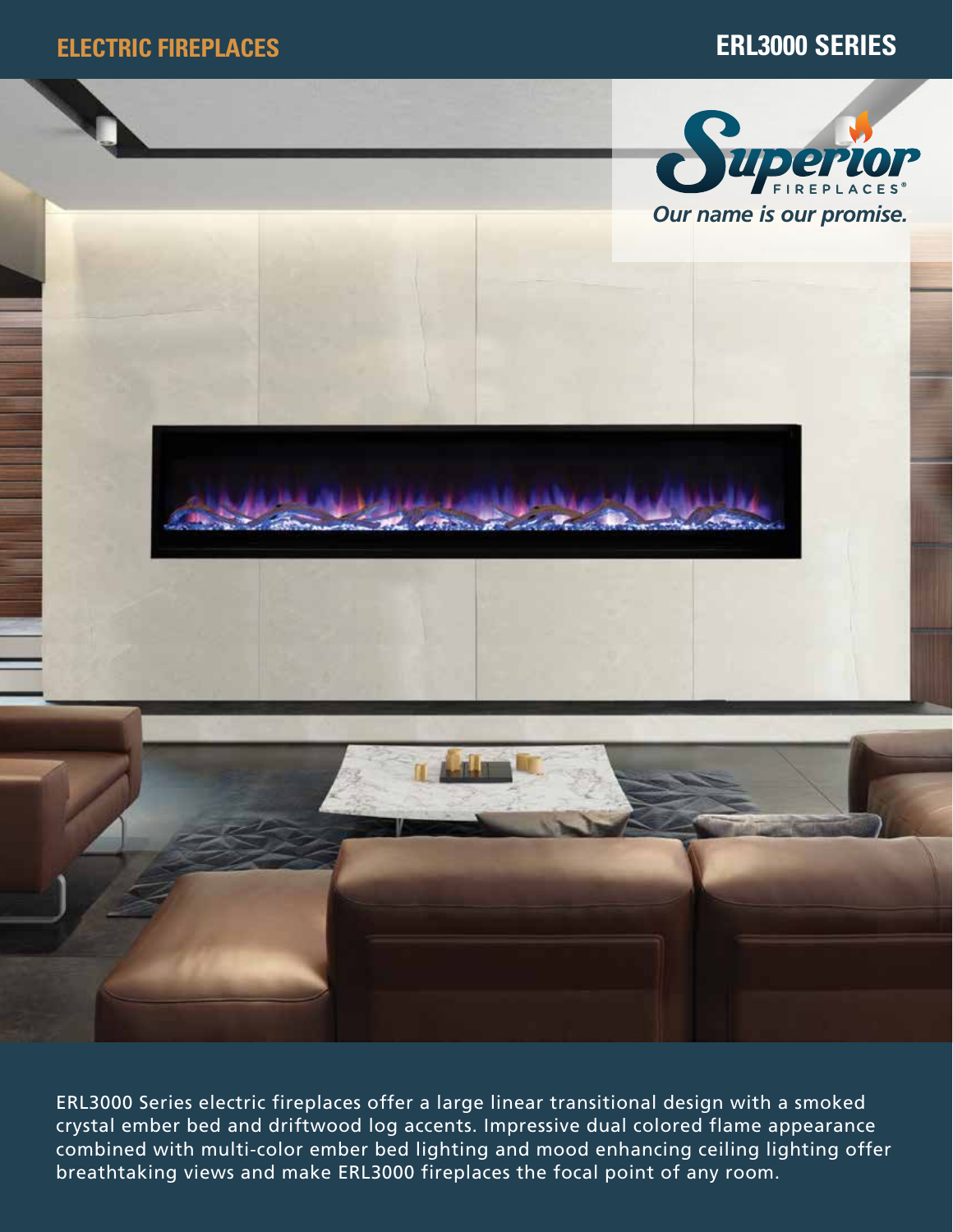ELECTRIC FIREPLACES

# ERL3000 SERIES

Superior FIREPLACES®

*Our name is our promise.*

ERL3000 Series electric fireplaces offer a large linear transitional design with a smoked crystal ember bed and driftwood log accents. Impressive dual colored flame appearance combined with multi-color ember bed lighting and mood enhancing ceiling lighting offer breathtaking views and make ERL3000 fireplaces the focal point of any room.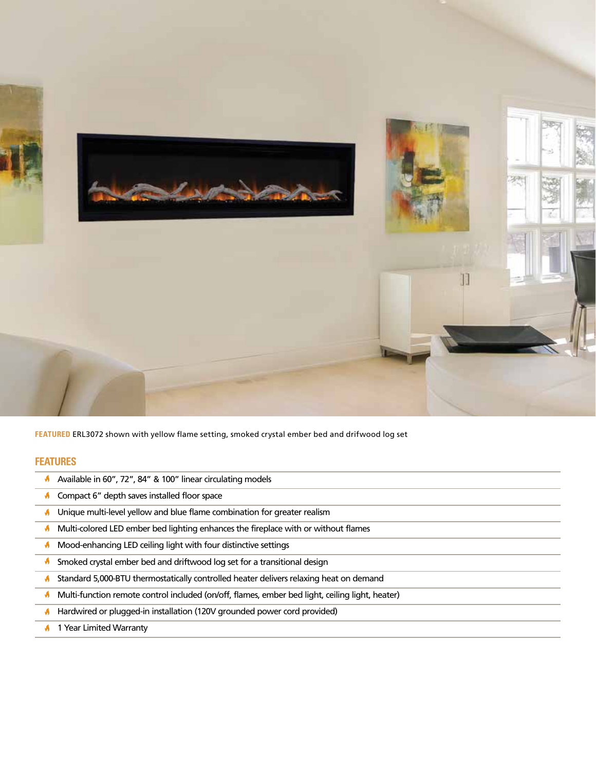**FEATURED** ERL3072 shown with yellow flame setting, smoked crystal ember bed and drifwood log set

## FEATURES

- Available in 60", 72", 84" & 100" linear circulating models
- Compact 6" depth saves installed floor space
- Unique multi-level yellow and blue flame combination for greater realism
- Multi-colored LED ember bed lighting enhances the fireplace with or without flames
- Mood-enhancing LED ceiling light with four distinctive settings
- Smoked crystal ember bed and driftwood log set for a transitional design
- Standard 5,000-BTU thermostatically controlled heater delivers relaxing heat on demand
- Multi-function remote control included (on/off, flames, ember bed light, ceiling light, heater)
- Hardwired or plugged-in installation (120V grounded power cord provided)
- 1 Year Limited Warranty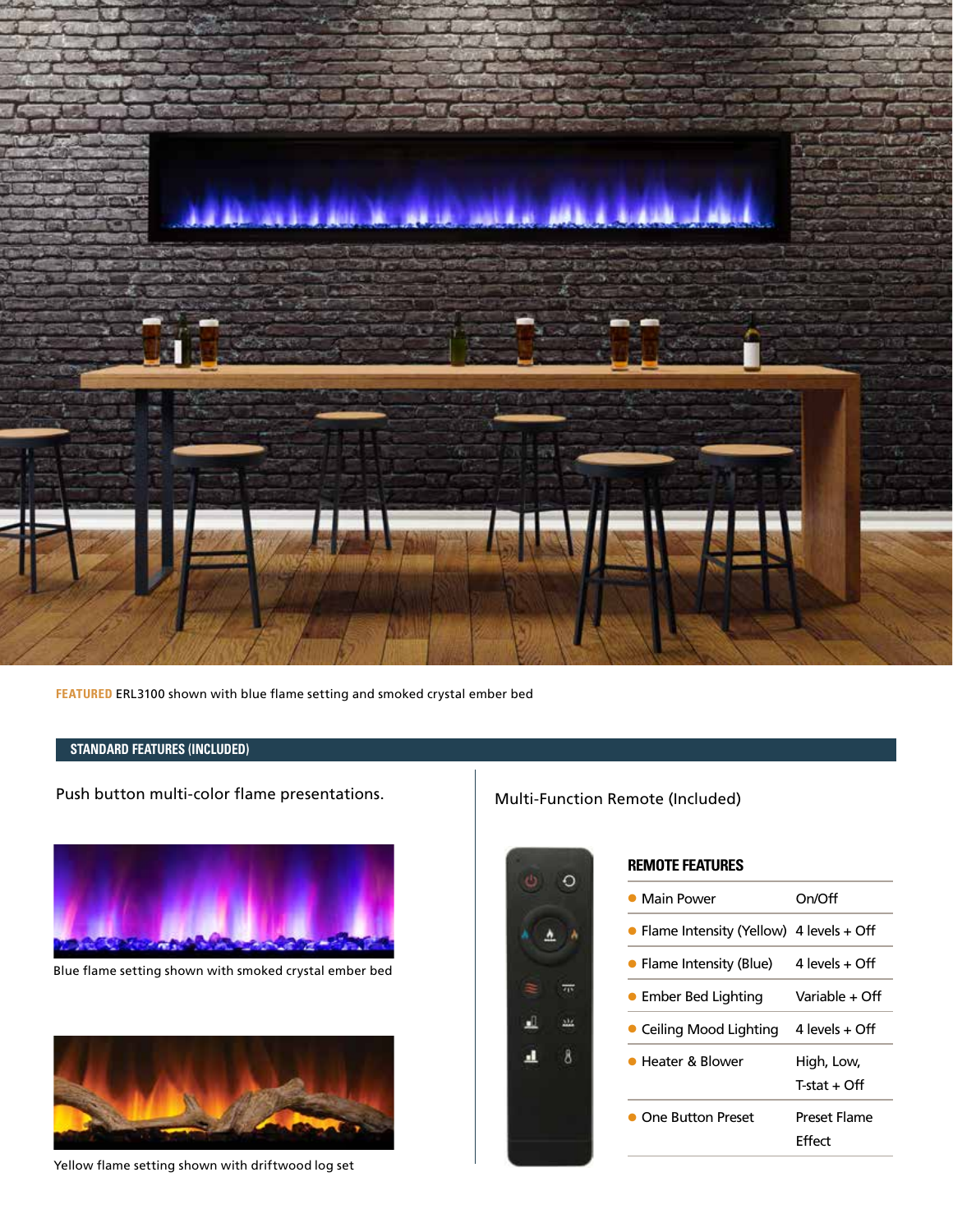**FEATURED** ERL3100 shown with blue flame setting and smoked crystal ember bed

## STANDARD FEATURES (INCLUDED)

Push button multi-color flame presentations.

Blue flame setting shown with smoked crystal ember bed

Yellow flame setting shown with driftwood log set

Multi-Function Remote (Included)

### REMOTE FEATURES

| Feature | Setting |
|---|---|
| Main Power | On/Off |
| Flame Intensity (Yellow) | 4 levels + Off |
| Flame Intensity (Blue) | 4 levels + Off |
| Ember Bed Lighting | Variable + Off |
| Ceiling Mood Lighting | 4 levels + Off |
| Heater & Blower | High, Low, T-stat + Off |
| One Button Preset | Preset Flame Effect |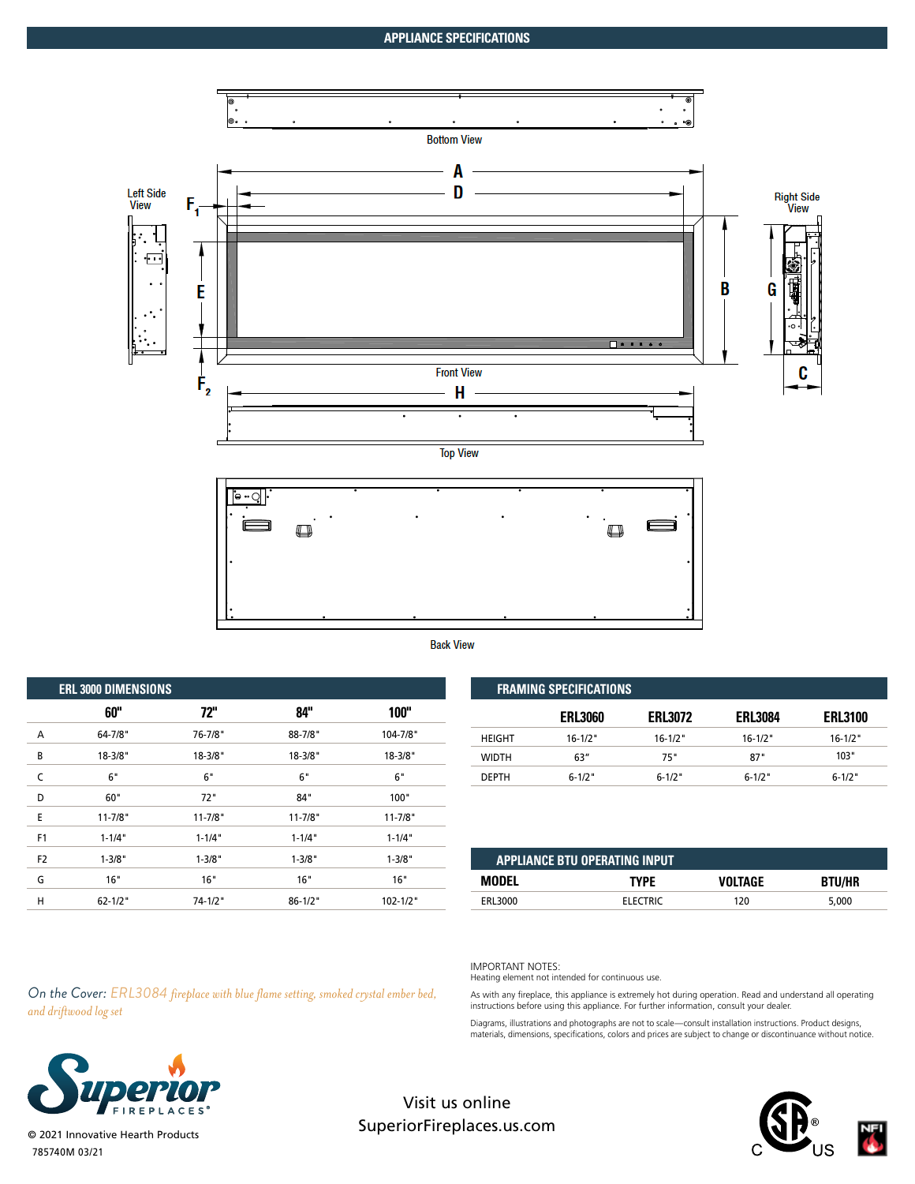## APPLIANCE SPECIFICATIONS

Bottom View

Left Side View

Right Side View

A

D

$F_1$

E

$F_2$

B

G

C

Front View

H

Top View

Back View

### ERL 3000 DIMENSIONS

| | 60" | 72" | 84" | 100" |
|---|---|---|---|---|
| A | 64-7/8" | 76-7/8" | 88-7/8" | 104-7/8" |
| B | 18-3/8" | 18-3/8" | 18-3/8" | 18-3/8" |
| C | 6" | 6" | 6" | 6" |
| D | 60" | 72" | 84" | 100" |
| E | 11-7/8" | 11-7/8" | 11-7/8" | 11-7/8" |
| F1 | 1-1/4" | 1-1/4" | 1-1/4" | 1-1/4" |
| F2 | 1-3/8" | 1-3/8" | 1-3/8" | 1-3/8" |
| G | 16" | 16" | 16" | 16" |
| H | 62-1/2" | 74-1/2" | 86-1/2" | 102-1/2" |

### FRAMING SPECIFICATIONS

| | ERL3060 | ERL3072 | ERL3084 | ERL3100 |
|---|---|---|---|---|
| HEIGHT | 16-1/2" | 16-1/2" | 16-1/2" | 16-1/2" |
| WIDTH | 63" | 75" | 87" | 103" |
| DEPTH | 6-1/2" | 6-1/2" | 6-1/2" | 6-1/2" |

### APPLIANCE BTU OPERATING INPUT

| MODEL | TYPE | VOLTAGE | BTU/HR |
|---|---|---|---|
| ERL3000 | ELECTRIC | 120 | 5,000 |

*On the Cover: ERL3084 fireplace with blue flame setting, smoked crystal ember bed, and driftwood log set*

IMPORTANT NOTES:
Heating element not intended for continuous use.

As with any fireplace, this appliance is extremely hot during operation. Read and understand all operating instructions before using this appliance. For further information, consult your dealer.

Diagrams, illustrations and photographs are not to scale—consult installation instructions. Product designs, materials, dimensions, specifications, colors and prices are subject to change or discontinuance without notice.

Superior FIREPLACES®

© 2021 Innovative Hearth Products
785740M 03/21

Visit us online
SuperiorFireplaces.us.com